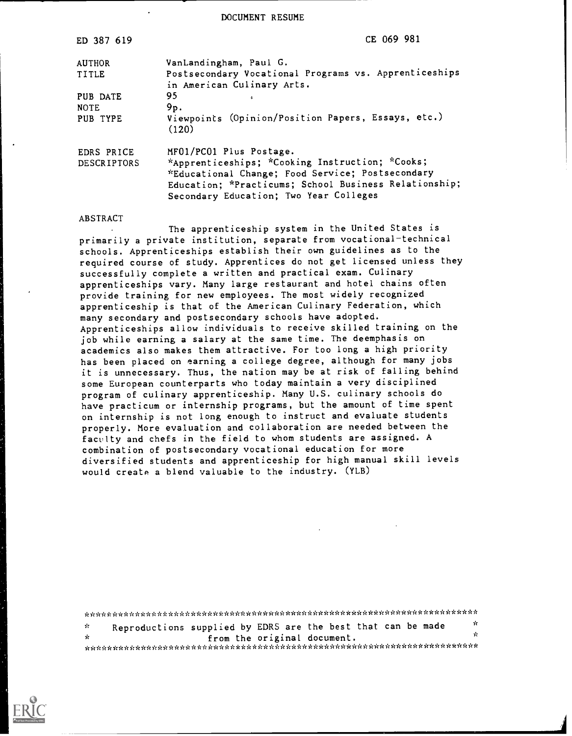DOCUMENT RESUME

| | |
|---|---|
| ED 387 619 | CE 069 981 |
| AUTHOR | VanLandingham, Paul G. |
| TITLE | Postsecondary Vocational Programs vs. Apprenticeships in American Culinary Arts. |
| PUB DATE | 95 |
| NOTE | 9p. |
| PUB TYPE | Viewpoints (Opinion/Position Papers, Essays, etc.) (120) |
| EDRS PRICE | MF01/PC01 Plus Postage. |
| DESCRIPTORS | *Apprenticeships; *Cooking Instruction; *Cooks; *Educational Change; Food Service; Postsecondary Education; *Practicums; School Business Relationship; Secondary Education; Two Year Colleges |

ABSTRACT

The apprenticeship system in the United States is primarily a private institution, separate from vocational-technical schools. Apprenticeships establish their own guidelines as to the required course of study. Apprentices do not get licensed unless they successfully complete a written and practical exam. Culinary apprenticeships vary. Many large restaurant and hotel chains often provide training for new employees. The most widely recognized apprenticeship is that of the American Culinary Federation, which many secondary and postsecondary schools have adopted. Apprenticeships allow individuals to receive skilled training on the job while earning a salary at the same time. The deemphasis on academics also makes them attractive. For too long a high priority has been placed on earning a college degree, although for many jobs it is unnecessary. Thus, the nation may be at risk of falling behind some European counterparts who today maintain a very disciplined program of culinary apprenticeship. Many U.S. culinary schools do have practicum or internship programs, but the amount of time spent on internship is not long enough to instruct and evaluate students properly. More evaluation and collaboration are needed between the faculty and chefs in the field to whom students are assigned. A combination of postsecondary vocational education for more diversified students and apprenticeship for high manual skill levels would create a blend valuable to the industry. (YLB)

Reproductions supplied by EDRS are the best that can be made from the original document.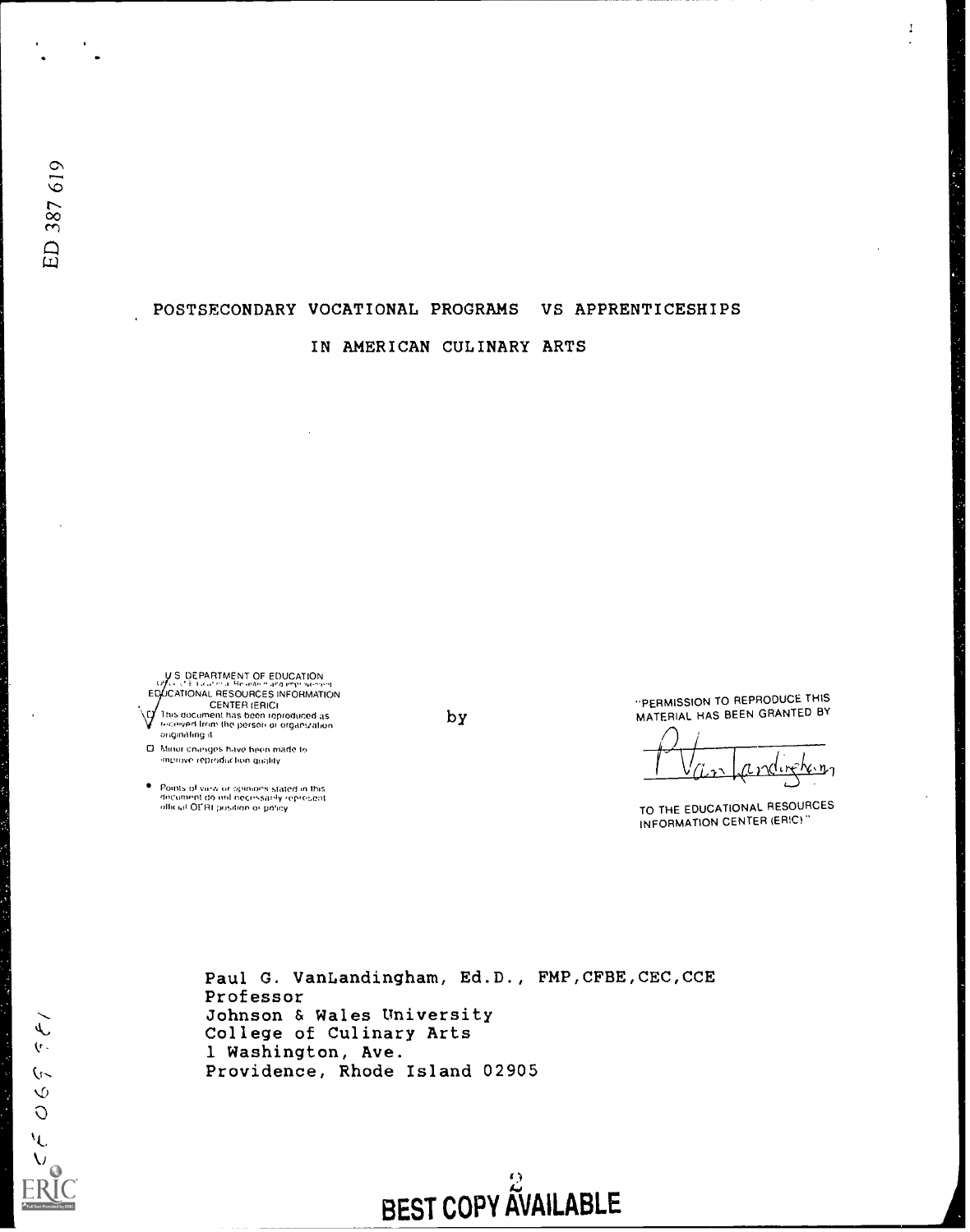ED 387 619

# POSTSECONDARY VOCATIONAL PROGRAMS VS APPRENTICESHIPS IN AMERICAN CULINARY ARTS

U.S. DEPARTMENT OF EDUCATION
Office of Educational Research and Improvement
EDUCATIONAL RESOURCES INFORMATION CENTER (ERIC)

- This document has been reproduced as received from the person or organization originating it
- Minor changes have been made to improve reproduction quality
- Points of view or opinions stated in this document do not necessarily represent official OERI position or policy

by

"PERMISSION TO REPRODUCE THIS MATERIAL HAS BEEN GRANTED BY

P VanLandingham

TO THE EDUCATIONAL RESOURCES INFORMATION CENTER (ERIC)"

Paul G. VanLandingham, Ed.D., FMP,CFBE,CEC,CCE
Professor
Johnson & Wales University
College of Culinary Arts
1 Washington, Ave.
Providence, Rhode Island 02905

BEST COPY AVAILABLE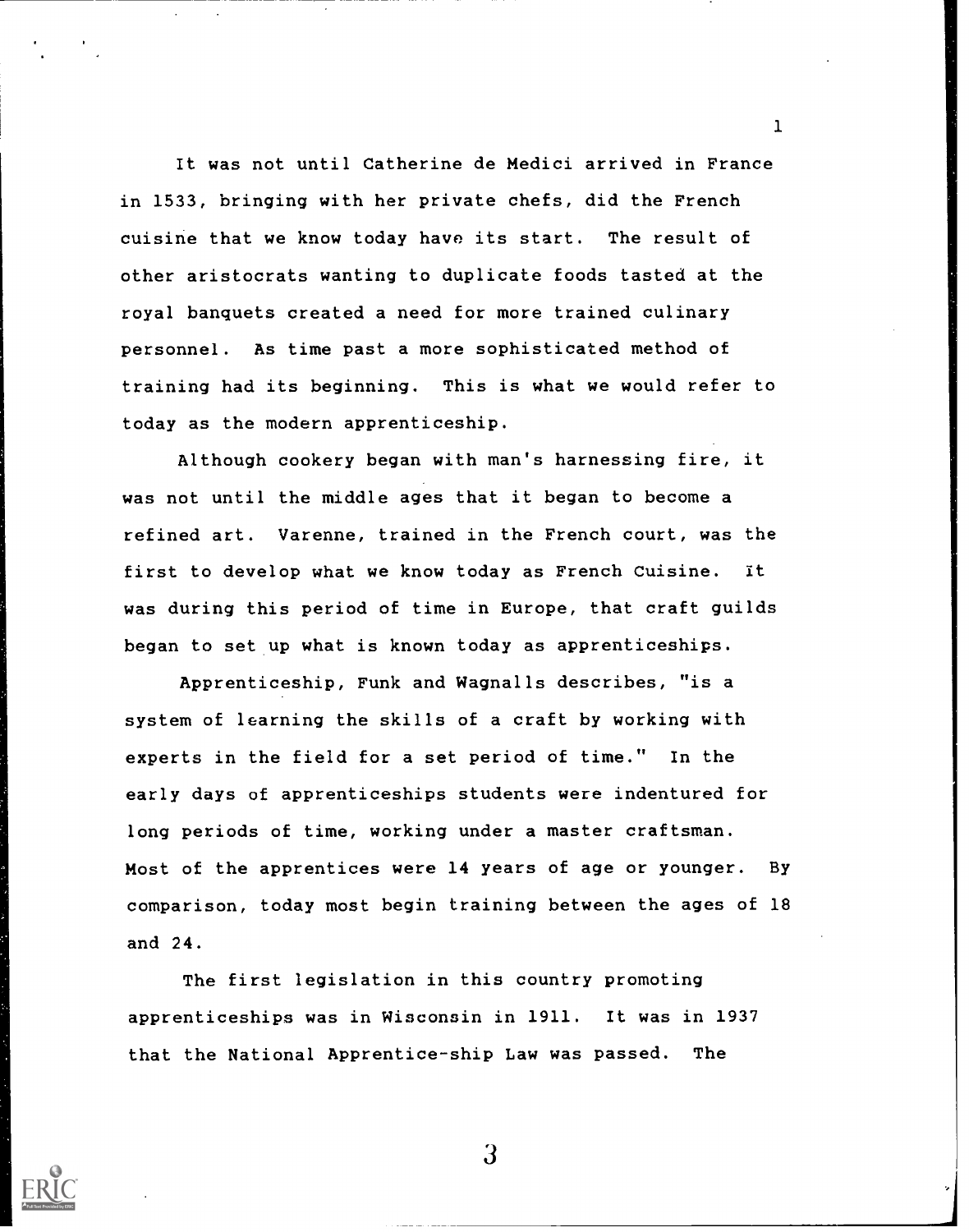It was not until Catherine de Medici arrived in France in 1533, bringing with her private chefs, did the French cuisine that we know today have its start. The result of other aristocrats wanting to duplicate foods tasted at the royal banquets created a need for more trained culinary personnel. As time past a more sophisticated method of training had its beginning. This is what we would refer to today as the modern apprenticeship.

Although cookery began with man's harnessing fire, it was not until the middle ages that it began to become a refined art. Varenne, trained in the French court, was the first to develop what we know today as French Cuisine. It was during this period of time in Europe, that craft guilds began to set up what is known today as apprenticeships.

Apprenticeship, Funk and Wagnalls describes, "is a system of learning the skills of a craft by working with experts in the field for a set period of time." In the early days of apprenticeships students were indentured for long periods of time, working under a master craftsman. Most of the apprentices were 14 years of age or younger. By comparison, today most begin training between the ages of 18 and 24.

The first legislation in this country promoting apprenticeships was in Wisconsin in 1911. It was in 1937 that the National Apprentice-ship Law was passed. The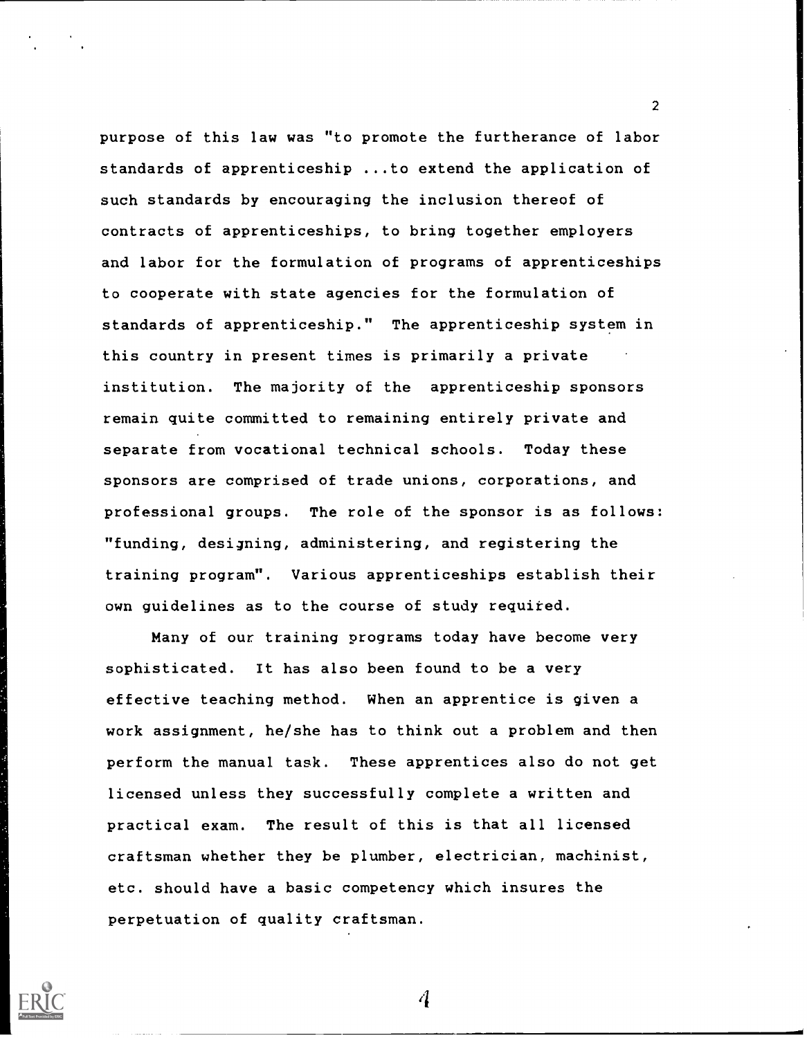purpose of this law was "to promote the furtherance of labor standards of apprenticeship ...to extend the application of such standards by encouraging the inclusion thereof of contracts of apprenticeships, to bring together employers and labor for the formulation of programs of apprenticeships to cooperate with state agencies for the formulation of standards of apprenticeship." The apprenticeship system in this country in present times is primarily a private institution. The majority of the apprenticeship sponsors remain quite committed to remaining entirely private and separate from vocational technical schools. Today these sponsors are comprised of trade unions, corporations, and professional groups. The role of the sponsor is as follows: "funding, designing, administering, and registering the training program". Various apprenticeships establish their own guidelines as to the course of study required.

Many of our training programs today have become very sophisticated. It has also been found to be a very effective teaching method. When an apprentice is given a work assignment, he/she has to think out a problem and then perform the manual task. These apprentices also do not get licensed unless they successfully complete a written and practical exam. The result of this is that all licensed craftsman whether they be plumber, electrician, machinist, etc. should have a basic competency which insures the perpetuation of quality craftsman.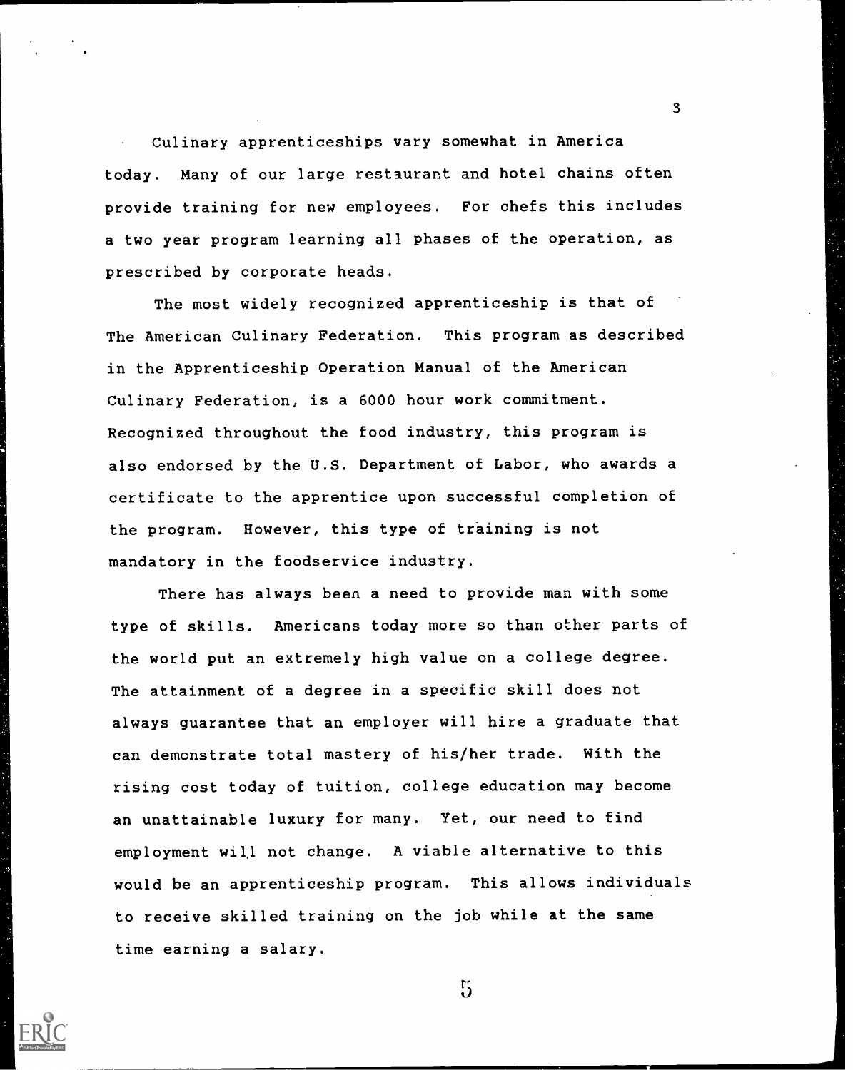Culinary apprenticeships vary somewhat in America today. Many of our large restaurant and hotel chains often provide training for new employees. For chefs this includes a two year program learning all phases of the operation, as prescribed by corporate heads.

The most widely recognized apprenticeship is that of The American Culinary Federation. This program as described in the Apprenticeship Operation Manual of the American Culinary Federation, is a 6000 hour work commitment. Recognized throughout the food industry, this program is also endorsed by the U.S. Department of Labor, who awards a certificate to the apprentice upon successful completion of the program. However, this type of training is not mandatory in the foodservice industry.

There has always been a need to provide man with some type of skills. Americans today more so than other parts of the world put an extremely high value on a college degree. The attainment of a degree in a specific skill does not always guarantee that an employer will hire a graduate that can demonstrate total mastery of his/her trade. With the rising cost today of tuition, college education may become an unattainable luxury for many. Yet, our need to find employment will not change. A viable alternative to this would be an apprenticeship program. This allows individuals to receive skilled training on the job while at the same time earning a salary.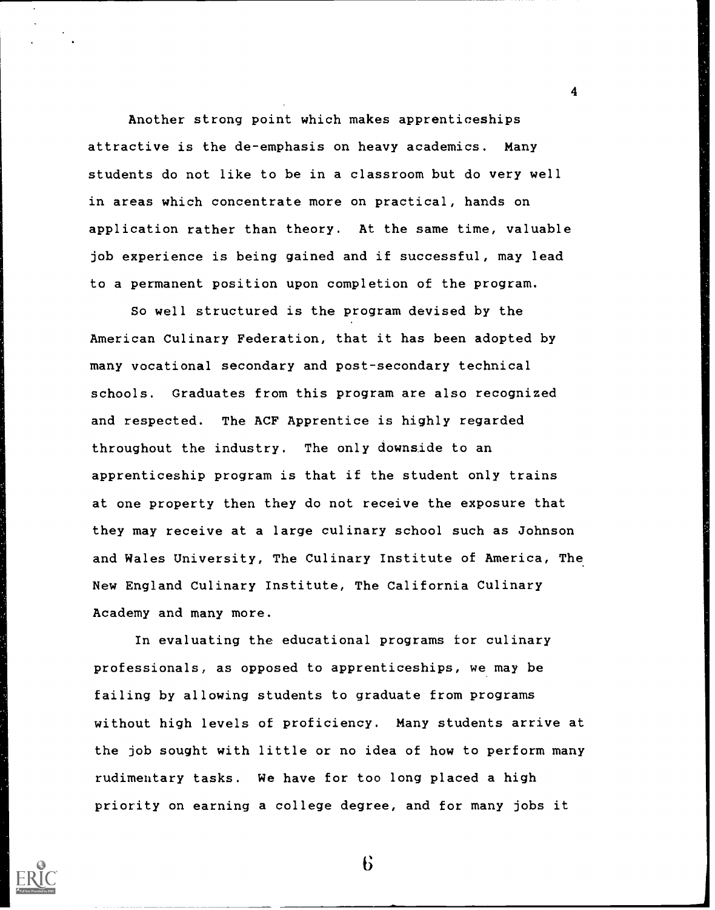Another strong point which makes apprenticeships attractive is the de-emphasis on heavy academics. Many students do not like to be in a classroom but do very well in areas which concentrate more on practical, hands on application rather than theory. At the same time, valuable job experience is being gained and if successful, may lead to a permanent position upon completion of the program.

So well structured is the program devised by the American Culinary Federation, that it has been adopted by many vocational secondary and post-secondary technical schools. Graduates from this program are also recognized and respected. The ACF Apprentice is highly regarded throughout the industry. The only downside to an apprenticeship program is that if the student only trains at one property then they do not receive the exposure that they may receive at a large culinary school such as Johnson and Wales University, The Culinary Institute of America, The New England Culinary Institute, The California Culinary Academy and many more.

In evaluating the educational programs for culinary professionals, as opposed to apprenticeships, we may be failing by allowing students to graduate from programs without high levels of proficiency. Many students arrive at the job sought with little or no idea of how to perform many rudimentary tasks. We have for too long placed a high priority on earning a college degree, and for many jobs it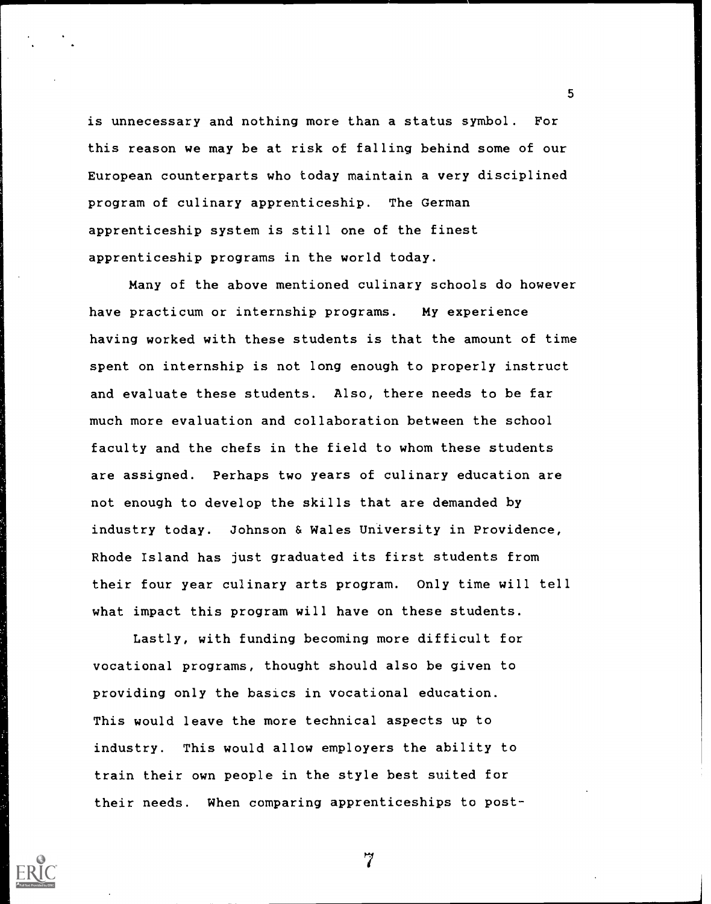is unnecessary and nothing more than a status symbol. For this reason we may be at risk of falling behind some of our European counterparts who today maintain a very disciplined program of culinary apprenticeship. The German apprenticeship system is still one of the finest apprenticeship programs in the world today.

Many of the above mentioned culinary schools do however have practicum or internship programs. My experience having worked with these students is that the amount of time spent on internship is not long enough to properly instruct and evaluate these students. Also, there needs to be far much more evaluation and collaboration between the school faculty and the chefs in the field to whom these students are assigned. Perhaps two years of culinary education are not enough to develop the skills that are demanded by industry today. Johnson & Wales University in Providence, Rhode Island has just graduated its first students from their four year culinary arts program. Only time will tell what impact this program will have on these students.

Lastly, with funding becoming more difficult for vocational programs, thought should also be given to providing only the basics in vocational education. This would leave the more technical aspects up to industry. This would allow employers the ability to train their own people in the style best suited for their needs. When comparing apprenticeships to post-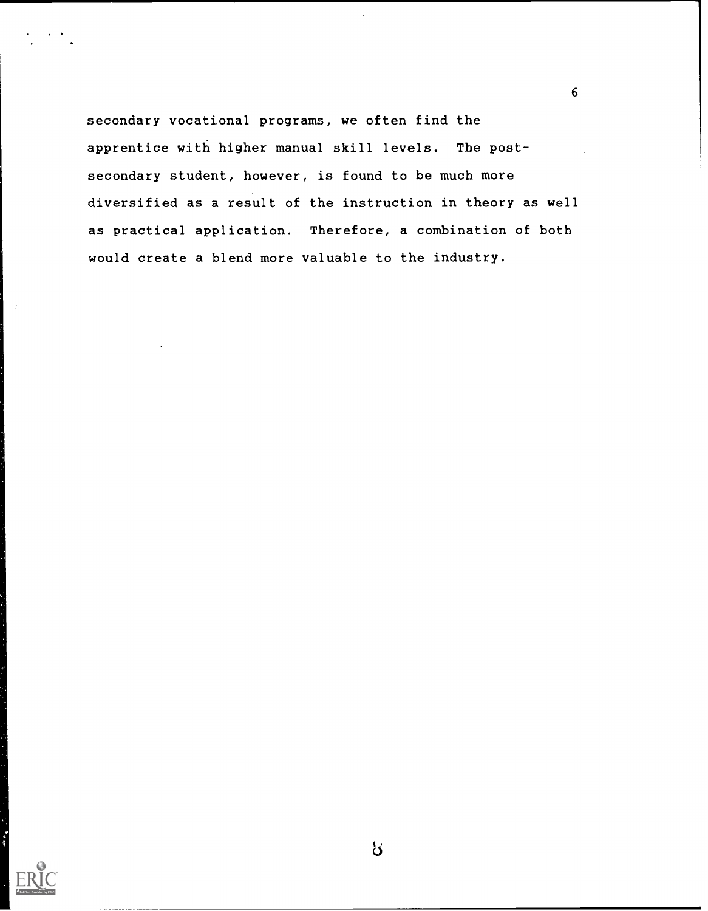secondary vocational programs, we often find the apprentice with higher manual skill levels. The post-secondary student, however, is found to be much more diversified as a result of the instruction in theory as well as practical application. Therefore, a combination of both would create a blend more valuable to the industry.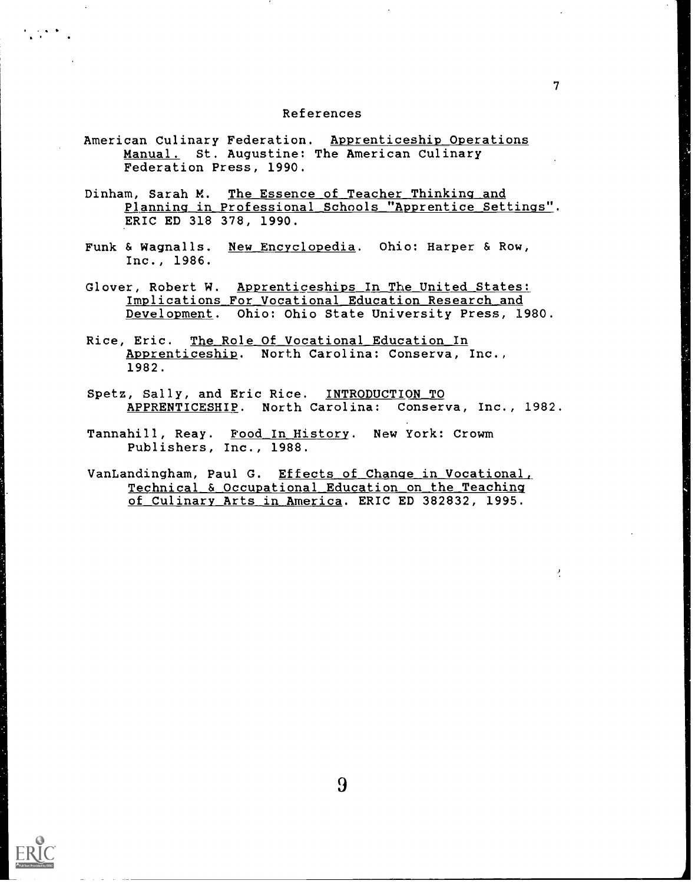## References

American Culinary Federation. Apprenticeship Operations Manual. St. Augustine: The American Culinary Federation Press, 1990.

Dinham, Sarah M. The Essence of Teacher Thinking and Planning in Professional Schools "Apprentice Settings". ERIC ED 318 378, 1990.

Funk & Wagnalls. New Encyclopedia. Ohio: Harper & Row, Inc., 1986.

Glover, Robert W. Apprenticeships In The United States: Implications For Vocational Education Research and Development. Ohio: Ohio State University Press, 1980.

Rice, Eric. The Role Of Vocational Education In Apprenticeship. North Carolina: Conserva, Inc., 1982.

Spetz, Sally, and Eric Rice. INTRODUCTION TO APPRENTICESHIP. North Carolina: Conserva, Inc., 1982.

Tannahill, Reay. Food In History. New York: Crowm Publishers, Inc., 1988.

VanLandingham, Paul G. Effects of Change in Vocational, Technical & Occupational Education on the Teaching of Culinary Arts in America. ERIC ED 382832, 1995.